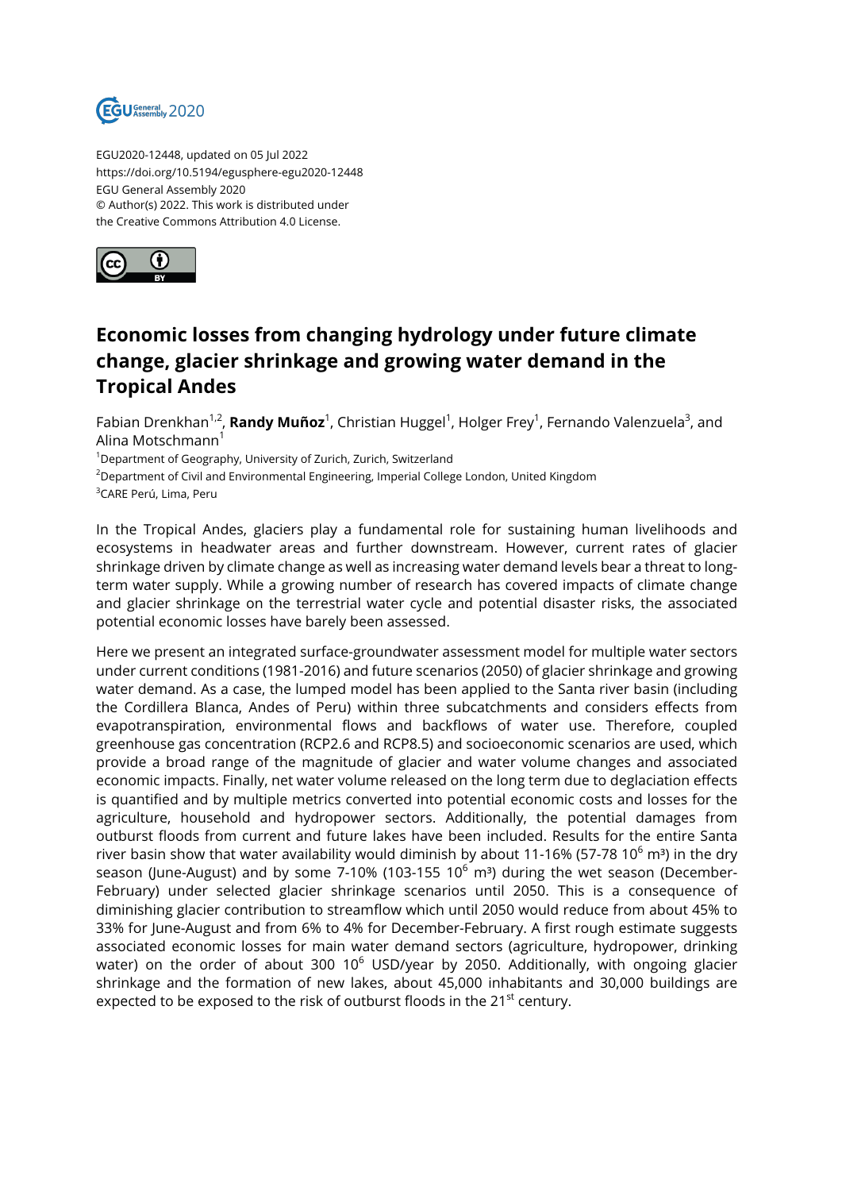EGU2020-12448, updated on 05 Jul 2022
https://doi.org/10.5194/egusphere-egu2020-12448
EGU General Assembly 2020
© Author(s) 2022. This work is distributed under
the Creative Commons Attribution 4.0 License.

# Economic losses from changing hydrology under future climate change, glacier shrinkage and growing water demand in the Tropical Andes

Fabian Drenkhan[1,2], **Randy Muñoz**[1], Christian Huggel[1], Holger Frey[1], Fernando Valenzuela[3], and Alina Motschmann[1]

[1]Department of Geography, University of Zurich, Zurich, Switzerland
[2]Department of Civil and Environmental Engineering, Imperial College London, United Kingdom
[3]CARE Perú, Lima, Peru

In the Tropical Andes, glaciers play a fundamental role for sustaining human livelihoods and ecosystems in headwater areas and further downstream. However, current rates of glacier shrinkage driven by climate change as well as increasing water demand levels bear a threat to long-term water supply. While a growing number of research has covered impacts of climate change and glacier shrinkage on the terrestrial water cycle and potential disaster risks, the associated potential economic losses have barely been assessed.

Here we present an integrated surface-groundwater assessment model for multiple water sectors under current conditions (1981-2016) and future scenarios (2050) of glacier shrinkage and growing water demand. As a case, the lumped model has been applied to the Santa river basin (including the Cordillera Blanca, Andes of Peru) within three subcatchments and considers effects from evapotranspiration, environmental flows and backflows of water use. Therefore, coupled greenhouse gas concentration (RCP2.6 and RCP8.5) and socioeconomic scenarios are used, which provide a broad range of the magnitude of glacier and water volume changes and associated economic impacts. Finally, net water volume released on the long term due to deglaciation effects is quantified and by multiple metrics converted into potential economic costs and losses for the agriculture, household and hydropower sectors. Additionally, the potential damages from outburst floods from current and future lakes have been included. Results for the entire Santa river basin show that water availability would diminish by about 11-16% (57-78 $10^6$ m³) in the dry season (June-August) and by some 7-10% (103-155 $10^6$ m³) during the wet season (December-February) under selected glacier shrinkage scenarios until 2050. This is a consequence of diminishing glacier contribution to streamflow which until 2050 would reduce from about 45% to 33% for June-August and from 6% to 4% for December-February. A first rough estimate suggests associated economic losses for main water demand sectors (agriculture, hydropower, drinking water) on the order of about 300 $10^6$ USD/year by 2050. Additionally, with ongoing glacier shrinkage and the formation of new lakes, about 45,000 inhabitants and 30,000 buildings are expected to be exposed to the risk of outburst floods in the 21$^{st}$ century.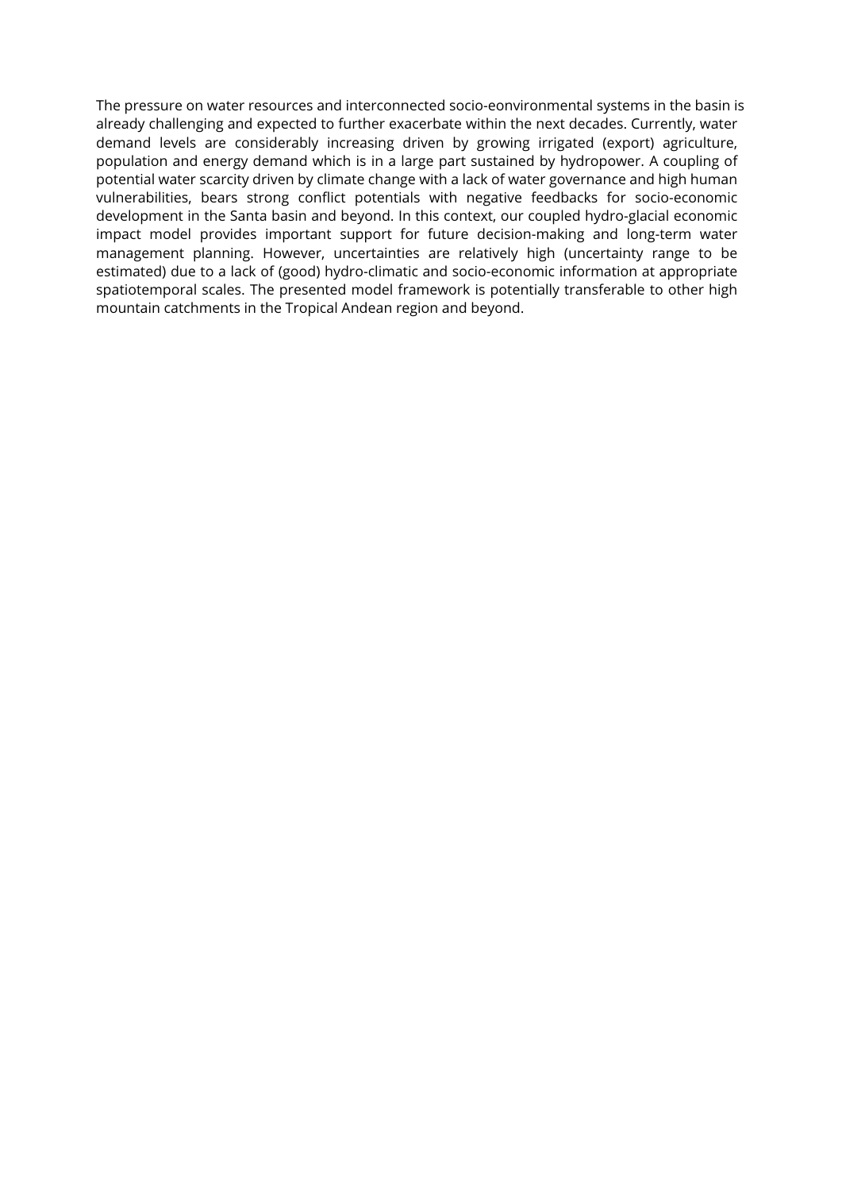The pressure on water resources and interconnected socio-eonvironmental systems in the basin is already challenging and expected to further exacerbate within the next decades. Currently, water demand levels are considerably increasing driven by growing irrigated (export) agriculture, population and energy demand which is in a large part sustained by hydropower. A coupling of potential water scarcity driven by climate change with a lack of water governance and high human vulnerabilities, bears strong conflict potentials with negative feedbacks for socio-economic development in the Santa basin and beyond. In this context, our coupled hydro-glacial economic impact model provides important support for future decision-making and long-term water management planning. However, uncertainties are relatively high (uncertainty range to be estimated) due to a lack of (good) hydro-climatic and socio-economic information at appropriate spatiotemporal scales. The presented model framework is potentially transferable to other high mountain catchments in the Tropical Andean region and beyond.